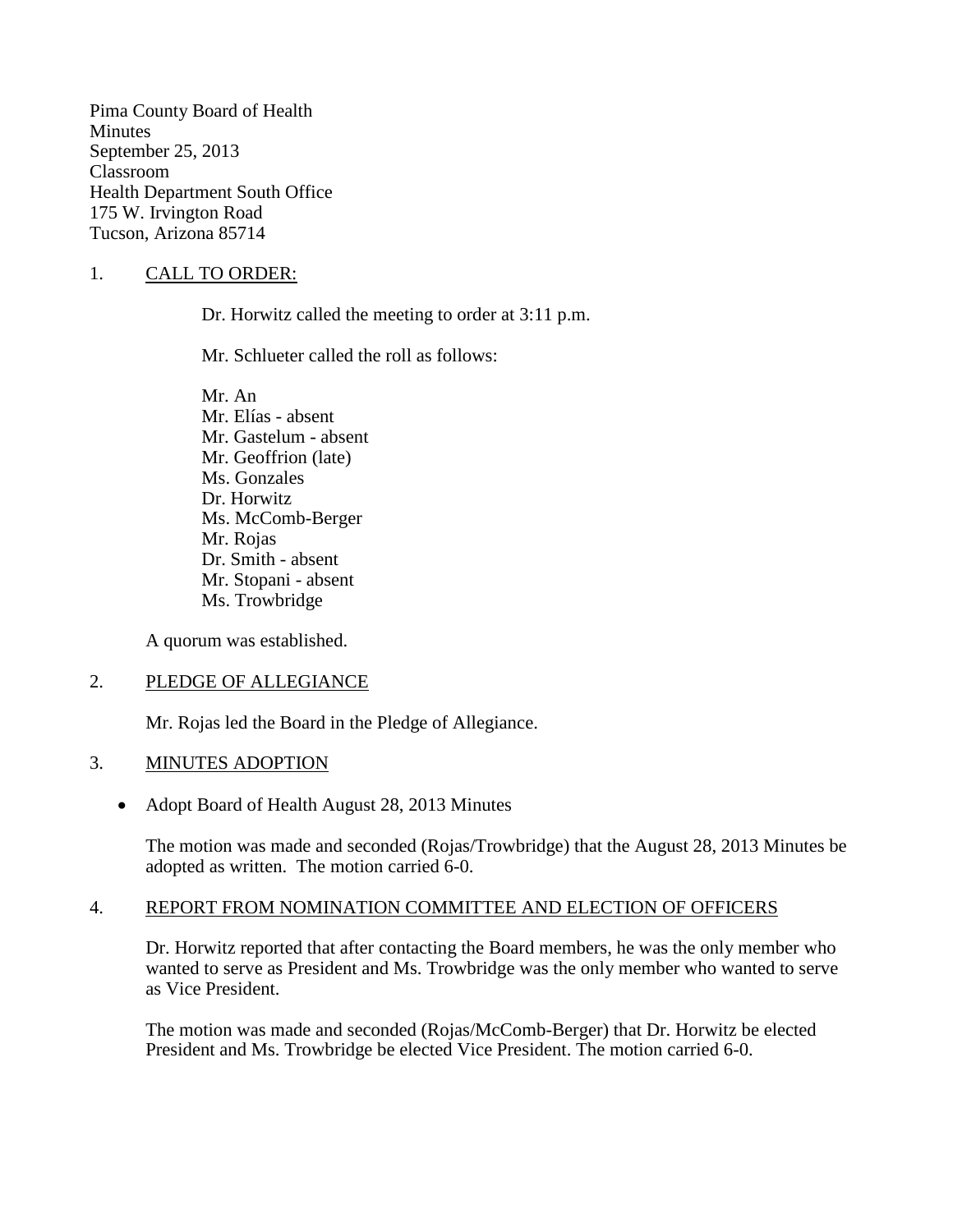Pima County Board of Health
Minutes
September 25, 2013
Classroom
Health Department South Office
175 W. Irvington Road
Tucson, Arizona 85714

1. CALL TO ORDER:

Dr. Horwitz called the meeting to order at 3:11 p.m.

Mr. Schlueter called the roll as follows:

Mr. An
Mr. Elías - absent
Mr. Gastelum - absent
Mr. Geoffrion (late)
Ms. Gonzales
Dr. Horwitz
Ms. McComb-Berger
Mr. Rojas
Dr. Smith - absent
Mr. Stopani - absent
Ms. Trowbridge

A quorum was established.

2. PLEDGE OF ALLEGIANCE

Mr. Rojas led the Board in the Pledge of Allegiance.

3. MINUTES ADOPTION

- Adopt Board of Health August 28, 2013 Minutes

The motion was made and seconded (Rojas/Trowbridge) that the August 28, 2013 Minutes be adopted as written. The motion carried 6-0.

4. REPORT FROM NOMINATION COMMITTEE AND ELECTION OF OFFICERS

Dr. Horwitz reported that after contacting the Board members, he was the only member who wanted to serve as President and Ms. Trowbridge was the only member who wanted to serve as Vice President.

The motion was made and seconded (Rojas/McComb-Berger) that Dr. Horwitz be elected President and Ms. Trowbridge be elected Vice President. The motion carried 6-0.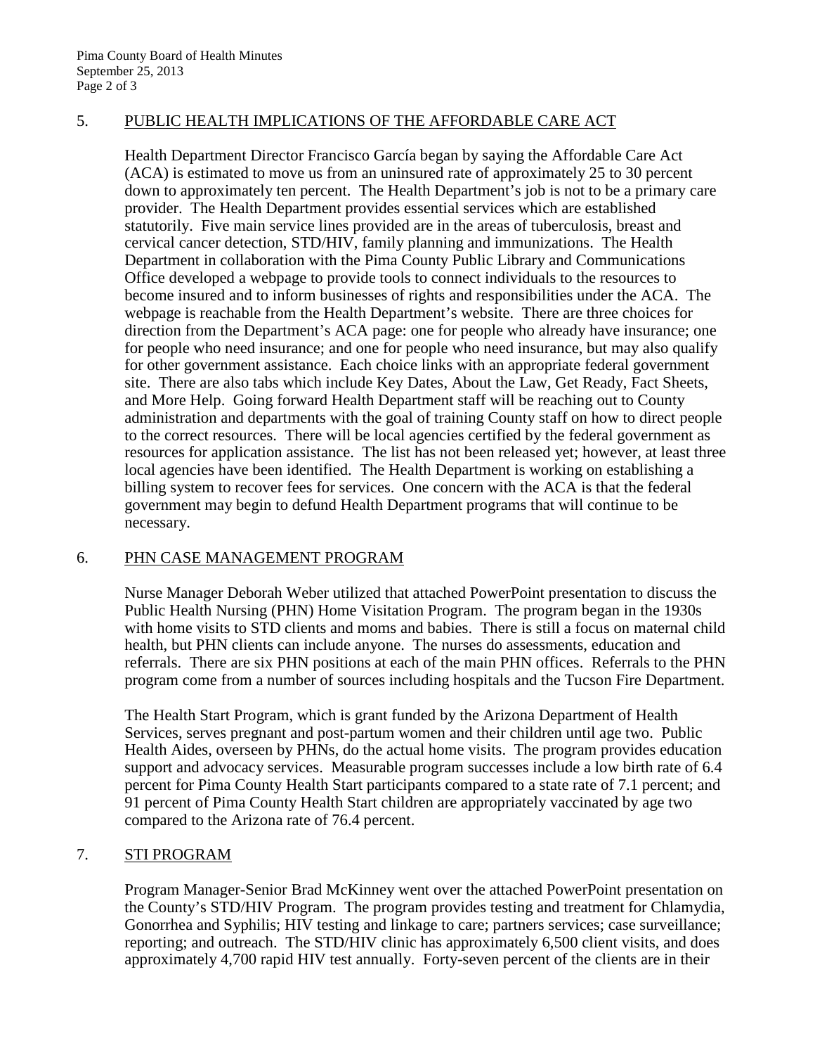## 5. PUBLIC HEALTH IMPLICATIONS OF THE AFFORDABLE CARE ACT

Health Department Director Francisco García began by saying the Affordable Care Act (ACA) is estimated to move us from an uninsured rate of approximately 25 to 30 percent down to approximately ten percent. The Health Department's job is not to be a primary care provider. The Health Department provides essential services which are established statutorily. Five main service lines provided are in the areas of tuberculosis, breast and cervical cancer detection, STD/HIV, family planning and immunizations. The Health Department in collaboration with the Pima County Public Library and Communications Office developed a webpage to provide tools to connect individuals to the resources to become insured and to inform businesses of rights and responsibilities under the ACA. The webpage is reachable from the Health Department's website. There are three choices for direction from the Department's ACA page: one for people who already have insurance; one for people who need insurance; and one for people who need insurance, but may also qualify for other government assistance. Each choice links with an appropriate federal government site. There are also tabs which include Key Dates, About the Law, Get Ready, Fact Sheets, and More Help. Going forward Health Department staff will be reaching out to County administration and departments with the goal of training County staff on how to direct people to the correct resources. There will be local agencies certified by the federal government as resources for application assistance. The list has not been released yet; however, at least three local agencies have been identified. The Health Department is working on establishing a billing system to recover fees for services. One concern with the ACA is that the federal government may begin to defund Health Department programs that will continue to be necessary.

## 6. PHN CASE MANAGEMENT PROGRAM

Nurse Manager Deborah Weber utilized that attached PowerPoint presentation to discuss the Public Health Nursing (PHN) Home Visitation Program. The program began in the 1930s with home visits to STD clients and moms and babies. There is still a focus on maternal child health, but PHN clients can include anyone. The nurses do assessments, education and referrals. There are six PHN positions at each of the main PHN offices. Referrals to the PHN program come from a number of sources including hospitals and the Tucson Fire Department.

The Health Start Program, which is grant funded by the Arizona Department of Health Services, serves pregnant and post-partum women and their children until age two. Public Health Aides, overseen by PHNs, do the actual home visits. The program provides education support and advocacy services. Measurable program successes include a low birth rate of 6.4 percent for Pima County Health Start participants compared to a state rate of 7.1 percent; and 91 percent of Pima County Health Start children are appropriately vaccinated by age two compared to the Arizona rate of 76.4 percent.

## 7. STI PROGRAM

Program Manager-Senior Brad McKinney went over the attached PowerPoint presentation on the County's STD/HIV Program. The program provides testing and treatment for Chlamydia, Gonorrhea and Syphilis; HIV testing and linkage to care; partners services; case surveillance; reporting; and outreach. The STD/HIV clinic has approximately 6,500 client visits, and does approximately 4,700 rapid HIV test annually. Forty-seven percent of the clients are in their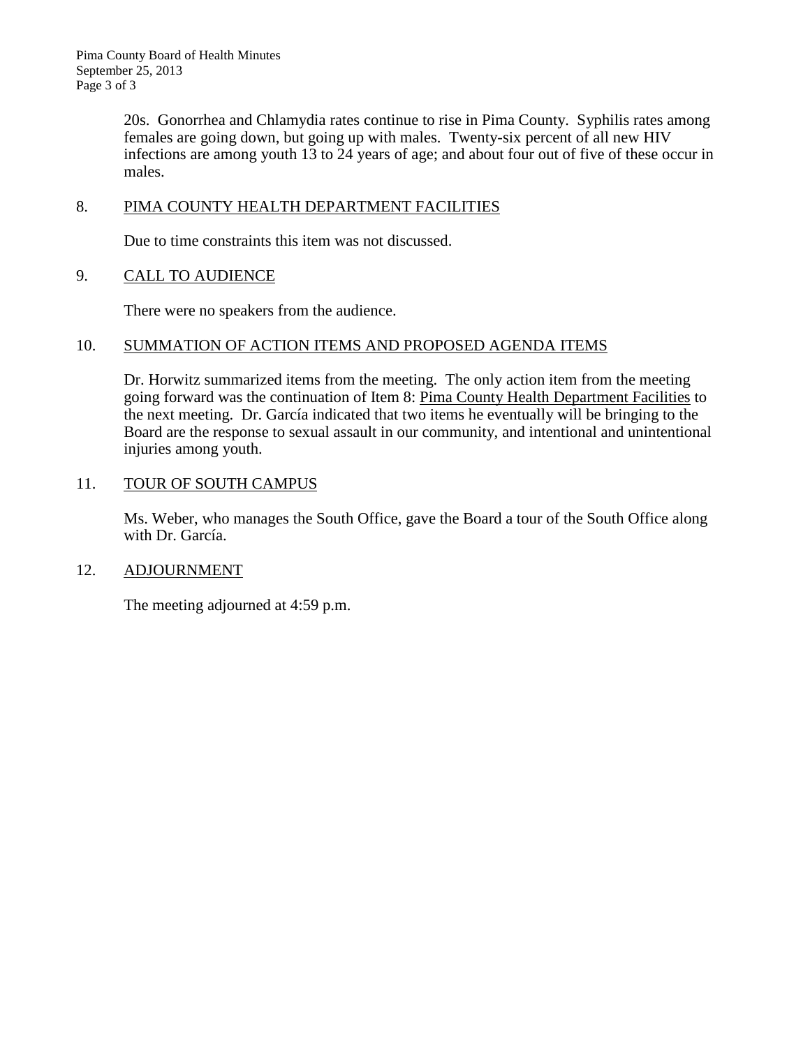20s. Gonorrhea and Chlamydia rates continue to rise in Pima County. Syphilis rates among females are going down, but going up with males. Twenty-six percent of all new HIV infections are among youth 13 to 24 years of age; and about four out of five of these occur in males.

8. PIMA COUNTY HEALTH DEPARTMENT FACILITIES

Due to time constraints this item was not discussed.

9. CALL TO AUDIENCE

There were no speakers from the audience.

10. SUMMATION OF ACTION ITEMS AND PROPOSED AGENDA ITEMS

Dr. Horwitz summarized items from the meeting. The only action item from the meeting going forward was the continuation of Item 8: Pima County Health Department Facilities to the next meeting. Dr. García indicated that two items he eventually will be bringing to the Board are the response to sexual assault in our community, and intentional and unintentional injuries among youth.

11. TOUR OF SOUTH CAMPUS

Ms. Weber, who manages the South Office, gave the Board a tour of the South Office along with Dr. García.

12. ADJOURNMENT

The meeting adjourned at 4:59 p.m.